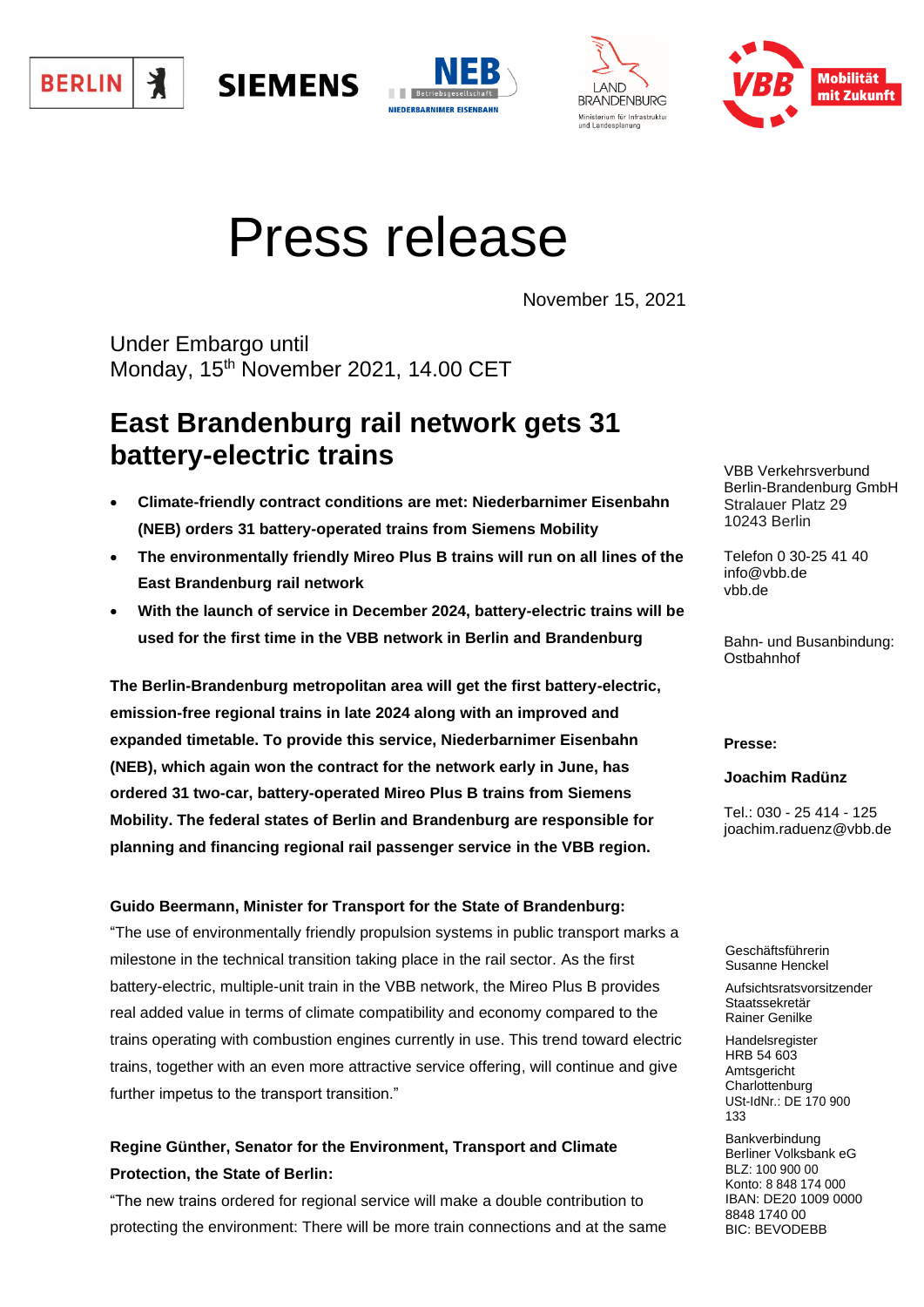# Press release

November 15, 2021

Under Embargo until
Monday, 15th November 2021, 14.00 CET

## East Brandenburg rail network gets 31 battery-electric trains

- **Climate-friendly contract conditions are met: Niederbarnimer Eisenbahn (NEB) orders 31 battery-operated trains from Siemens Mobility**
- **The environmentally friendly Mireo Plus B trains will run on all lines of the East Brandenburg rail network**
- **With the launch of service in December 2024, battery-electric trains will be used for the first time in the VBB network in Berlin and Brandenburg**

**The Berlin-Brandenburg metropolitan area will get the first battery-electric, emission-free regional trains in late 2024 along with an improved and expanded timetable. To provide this service, Niederbarnimer Eisenbahn (NEB), which again won the contract for the network early in June, has ordered 31 two-car, battery-operated Mireo Plus B trains from Siemens Mobility. The federal states of Berlin and Brandenburg are responsible for planning and financing regional rail passenger service in the VBB region.**

**Guido Beermann, Minister for Transport for the State of Brandenburg:**
"The use of environmentally friendly propulsion systems in public transport marks a milestone in the technical transition taking place in the rail sector. As the first battery-electric, multiple-unit train in the VBB network, the Mireo Plus B provides real added value in terms of climate compatibility and economy compared to the trains operating with combustion engines currently in use. This trend toward electric trains, together with an even more attractive service offering, will continue and give further impetus to the transport transition."

**Regine Günther, Senator for the Environment, Transport and Climate Protection, the State of Berlin:**
"The new trains ordered for regional service will make a double contribution to protecting the environment: There will be more train connections and at the same

VBB Verkehrsverbund Berlin-Brandenburg GmbH
Stralauer Platz 29
10243 Berlin

Telefon 0 30-25 41 40
info@vbb.de
vbb.de

Bahn- und Busanbindung:
Ostbahnhof

**Presse:**

**Joachim Radünz**

Tel.: 030 - 25 414 - 125
joachim.raduenz@vbb.de

Geschäftsführerin
Susanne Henckel

Aufsichtsratsvorsitzender
Staatssekretär
Rainer Genilke

Handelsregister
HRB 54 603
Amtsgericht
Charlottenburg
USt-IdNr.: DE 170 900 133

Bankverbindung
Berliner Volksbank eG
BLZ: 100 900 00
Konto: 8 848 174 000
IBAN: DE20 1009 0000 8848 1740 00
BIC: BEVODEBB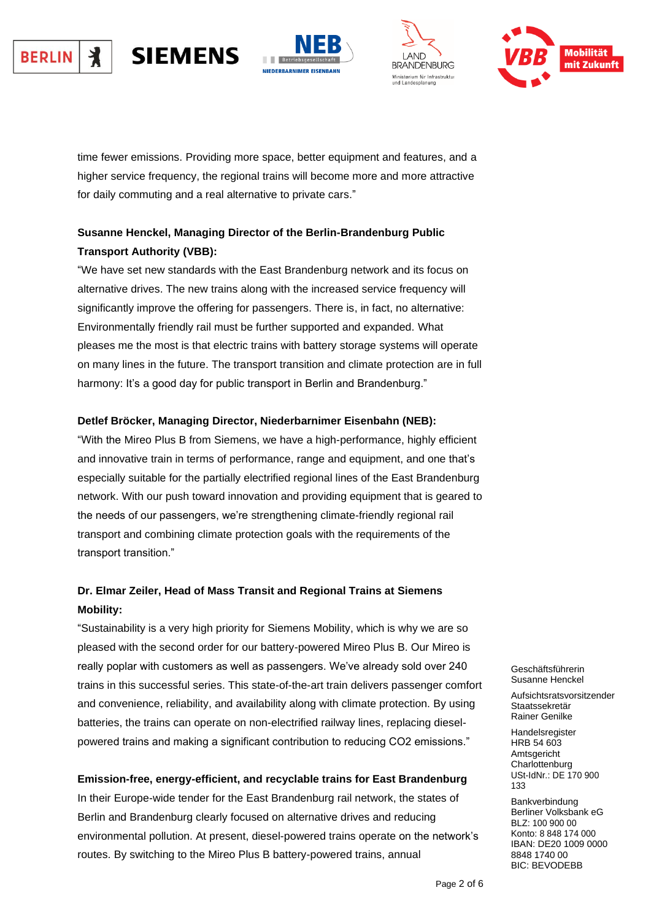time fewer emissions. Providing more space, better equipment and features, and a higher service frequency, the regional trains will become more and more attractive for daily commuting and a real alternative to private cars."

**Susanne Henckel, Managing Director of the Berlin-Brandenburg Public Transport Authority (VBB):**

"We have set new standards with the East Brandenburg network and its focus on alternative drives. The new trains along with the increased service frequency will significantly improve the offering for passengers. There is, in fact, no alternative: Environmentally friendly rail must be further supported and expanded. What pleases me the most is that electric trains with battery storage systems will operate on many lines in the future. The transport transition and climate protection are in full harmony: It's a good day for public transport in Berlin and Brandenburg."

**Detlef Bröcker, Managing Director, Niederbarnimer Eisenbahn (NEB):**

"With the Mireo Plus B from Siemens, we have a high-performance, highly efficient and innovative train in terms of performance, range and equipment, and one that's especially suitable for the partially electrified regional lines of the East Brandenburg network. With our push toward innovation and providing equipment that is geared to the needs of our passengers, we're strengthening climate-friendly regional rail transport and combining climate protection goals with the requirements of the transport transition."

**Dr. Elmar Zeiler, Head of Mass Transit and Regional Trains at Siemens Mobility:**

"Sustainability is a very high priority for Siemens Mobility, which is why we are so pleased with the second order for our battery-powered Mireo Plus B. Our Mireo is really poplar with customers as well as passengers. We've already sold over 240 trains in this successful series. This state-of-the-art train delivers passenger comfort and convenience, reliability, and availability along with climate protection. By using batteries, the trains can operate on non-electrified railway lines, replacing diesel-powered trains and making a significant contribution to reducing $CO_2$ emissions."

**Emission-free, energy-efficient, and recyclable trains for East Brandenburg**

In their Europe-wide tender for the East Brandenburg rail network, the states of Berlin and Brandenburg clearly focused on alternative drives and reducing environmental pollution. At present, diesel-powered trains operate on the network's routes. By switching to the Mireo Plus B battery-powered trains, annual

Geschäftsführerin
Susanne Henckel

Aufsichtsratsvorsitzender
Staatssekretär
Rainer Genilke

Handelsregister
HRB 54 603
Amtsgericht
Charlottenburg
USt-IdNr.: DE 170 900 133

Bankverbindung
Berliner Volksbank eG
BLZ: 100 900 00
Konto: 8 848 174 000
IBAN: DE20 1009 0000 8848 1740 00
BIC: BEVODEBB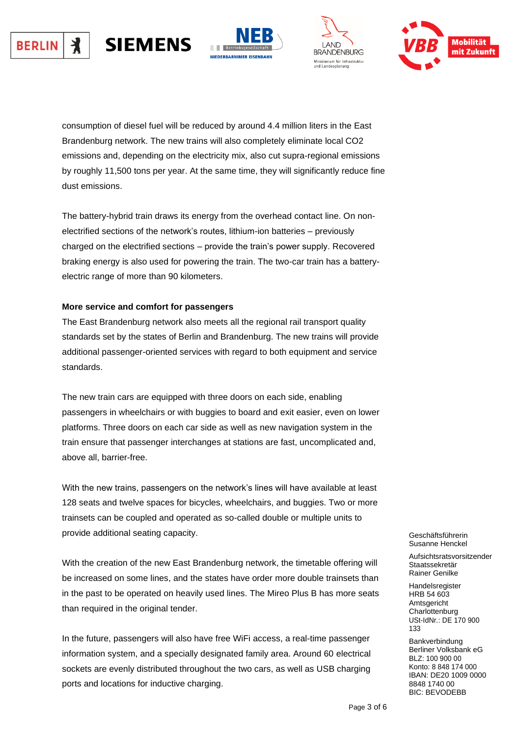consumption of diesel fuel will be reduced by around 4.4 million liters in the East Brandenburg network. The new trains will also completely eliminate local $CO_2$ emissions and, depending on the electricity mix, also cut supra-regional emissions by roughly 11,500 tons per year. At the same time, they will significantly reduce fine dust emissions.

The battery-hybrid train draws its energy from the overhead contact line. On non-electrified sections of the network's routes, lithium-ion batteries – previously charged on the electrified sections – provide the train's power supply. Recovered braking energy is also used for powering the train. The two-car train has a battery-electric range of more than 90 kilometers.

**More service and comfort for passengers**

The East Brandenburg network also meets all the regional rail transport quality standards set by the states of Berlin and Brandenburg. The new trains will provide additional passenger-oriented services with regard to both equipment and service standards.

The new train cars are equipped with three doors on each side, enabling passengers in wheelchairs or with buggies to board and exit easier, even on lower platforms. Three doors on each car side as well as new navigation system in the train ensure that passenger interchanges at stations are fast, uncomplicated and, above all, barrier-free.

With the new trains, passengers on the network's lines will have available at least 128 seats and twelve spaces for bicycles, wheelchairs, and buggies. Two or more trainsets can be coupled and operated as so-called double or multiple units to provide additional seating capacity.

With the creation of the new East Brandenburg network, the timetable offering will be increased on some lines, and the states have order more double trainsets than in the past to be operated on heavily used lines. The Mireo Plus B has more seats than required in the original tender.

In the future, passengers will also have free WiFi access, a real-time passenger information system, and a specially designated family area. Around 60 electrical sockets are evenly distributed throughout the two cars, as well as USB charging ports and locations for inductive charging.

Geschäftsführerin
Susanne Henckel

Aufsichtsratsvorsitzender
Staatssekretär
Rainer Genilke

Handelsregister
HRB 54 603
Amtsgericht
Charlottenburg
USt-IdNr.: DE 170 900 133

Bankverbindung
Berliner Volksbank eG
BLZ: 100 900 00
Konto: 8 848 174 000
IBAN: DE20 1009 0000 8848 1740 00
BIC: BEVODEBB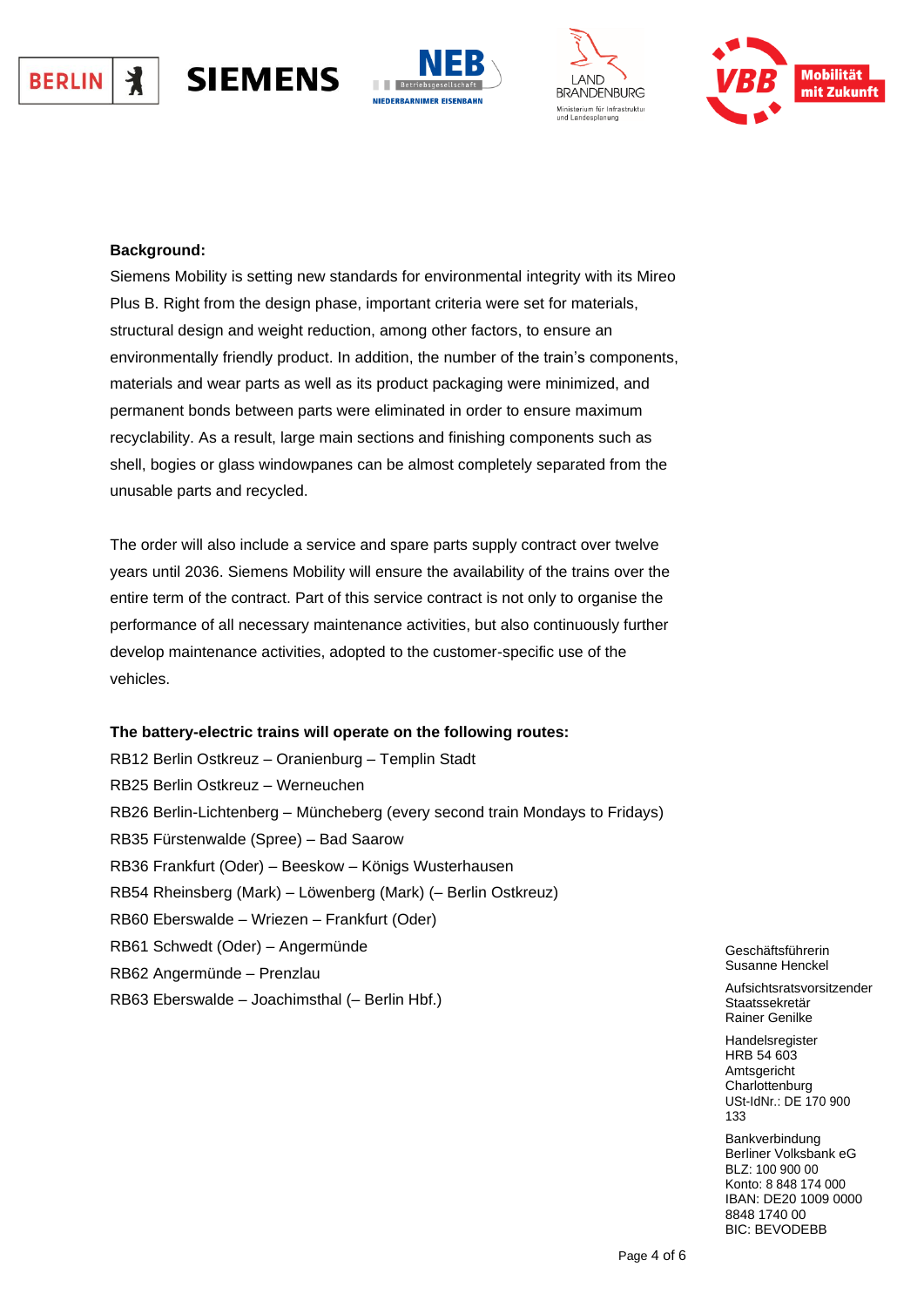**Background:**

Siemens Mobility is setting new standards for environmental integrity with its Mireo Plus B. Right from the design phase, important criteria were set for materials, structural design and weight reduction, among other factors, to ensure an environmentally friendly product. In addition, the number of the train's components, materials and wear parts as well as its product packaging were minimized, and permanent bonds between parts were eliminated in order to ensure maximum recyclability. As a result, large main sections and finishing components such as shell, bogies or glass windowpanes can be almost completely separated from the unusable parts and recycled.

The order will also include a service and spare parts supply contract over twelve years until 2036. Siemens Mobility will ensure the availability of the trains over the entire term of the contract. Part of this service contract is not only to organise the performance of all necessary maintenance activities, but also continuously further develop maintenance activities, adopted to the customer-specific use of the vehicles.

**The battery-electric trains will operate on the following routes:**

RB12 Berlin Ostkreuz – Oranienburg – Templin Stadt
RB25 Berlin Ostkreuz – Werneuchen
RB26 Berlin-Lichtenberg – Müncheberg (every second train Mondays to Fridays)
RB35 Fürstenwalde (Spree) – Bad Saarow
RB36 Frankfurt (Oder) – Beeskow – Königs Wusterhausen
RB54 Rheinsberg (Mark) – Löwenberg (Mark) (– Berlin Ostkreuz)
RB60 Eberswalde – Wriezen – Frankfurt (Oder)
RB61 Schwedt (Oder) – Angermünde
RB62 Angermünde – Prenzlau
RB63 Eberswalde – Joachimsthal (– Berlin Hbf.)

Geschäftsführerin
Susanne Henckel

Aufsichtsratsvorsitzender
Staatssekretär
Rainer Genilke

Handelsregister
HRB 54 603
Amtsgericht
Charlottenburg
USt-IdNr.: DE 170 900 133

Bankverbindung
Berliner Volksbank eG
BLZ: 100 900 00
Konto: 8 848 174 000
IBAN: DE20 1009 0000 8848 1740 00
BIC: BEVODEBB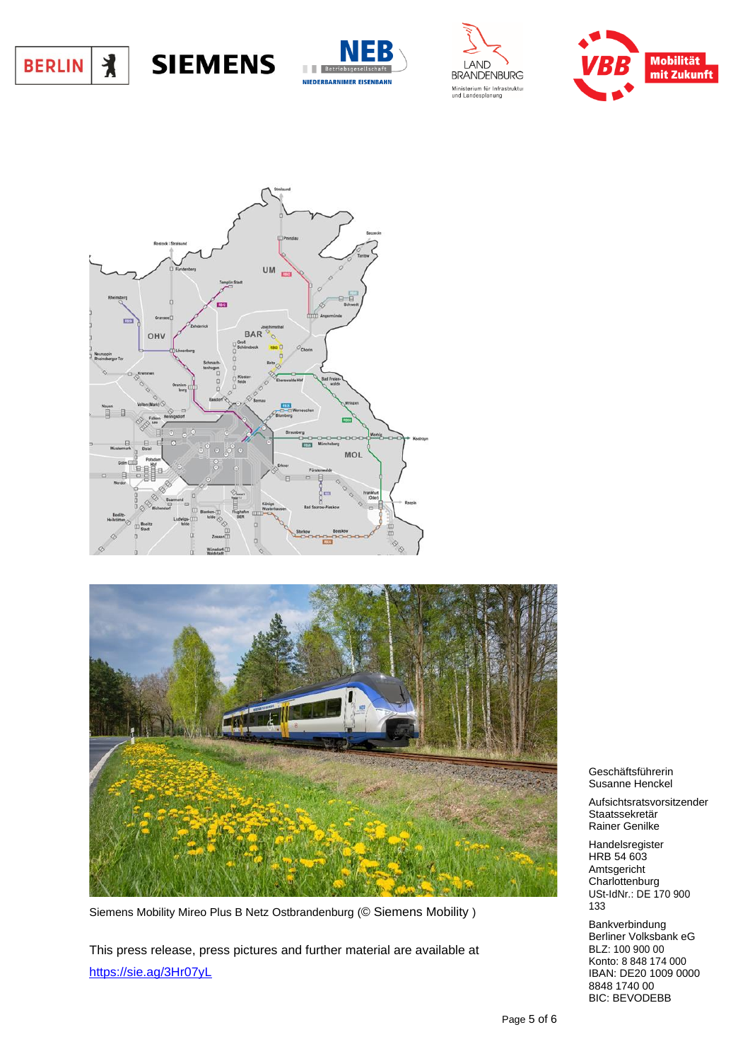Siemens Mobility Mireo Plus B Netz Ostbrandenburg (© Siemens Mobility )

This press release, press pictures and further material are available at
https://sie.ag/3Hr07yL

Geschäftsführerin
Susanne Henckel

Aufsichtsratsvorsitzender
Staatssekretär
Rainer Genilke

Handelsregister
HRB 54 603
Amtsgericht
Charlottenburg
USt-IdNr.: DE 170 900 133

Bankverbindung
Berliner Volksbank eG
BLZ: 100 900 00
Konto: 8 848 174 000
IBAN: DE20 1009 0000 8848 1740 00
BIC: BEVODEBB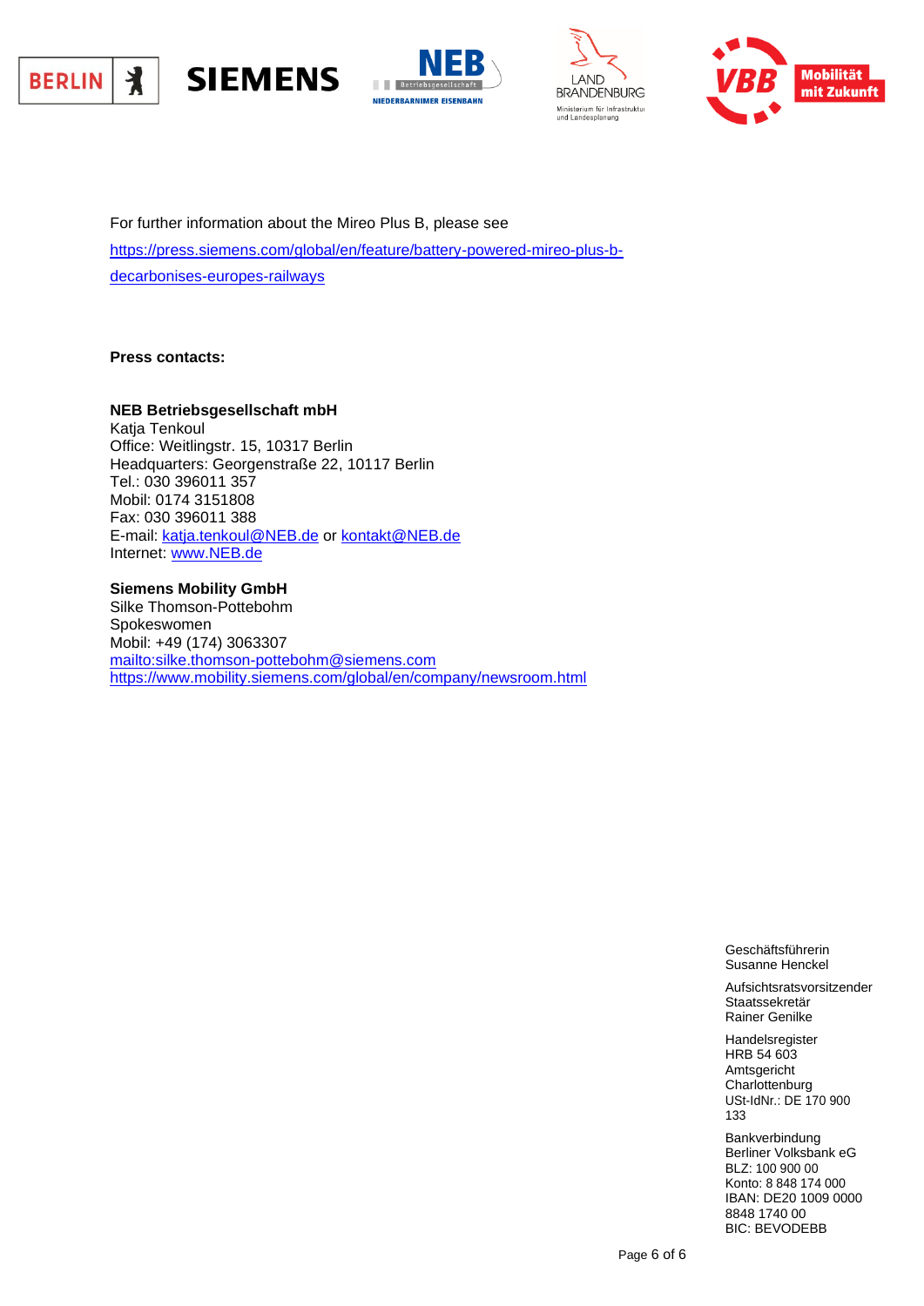For further information about the Mireo Plus B, please see https://press.siemens.com/global/en/feature/battery-powered-mireo-plus-b-decarbonises-europes-railways

**Press contacts:**

**NEB Betriebsgesellschaft mbH**
Katja Tenkoul
Office: Weitlingstr. 15, 10317 Berlin
Headquarters: Georgenstraße 22, 10117 Berlin
Tel.: 030 396011 357
Mobil: 0174 3151808
Fax: 030 396011 388
E-mail: katja.tenkoul@NEB.de or kontakt@NEB.de
Internet: www.NEB.de

**Siemens Mobility GmbH**
Silke Thomson-Pottebohm
Spokeswomen
Mobil: +49 (174) 3063307
mailto:silke.thomson-pottebohm@siemens.com
https://www.mobility.siemens.com/global/en/company/newsroom.html

Geschäftsführerin
Susanne Henckel

Aufsichtsratsvorsitzender
Staatssekretär
Rainer Genilke

Handelsregister
HRB 54 603
Amtsgericht
Charlottenburg
USt-IdNr.: DE 170 900 133

Bankverbindung
Berliner Volksbank eG
BLZ: 100 900 00
Konto: 8 848 174 000
IBAN: DE20 1009 0000 8848 1740 00
BIC: BEVODEBB